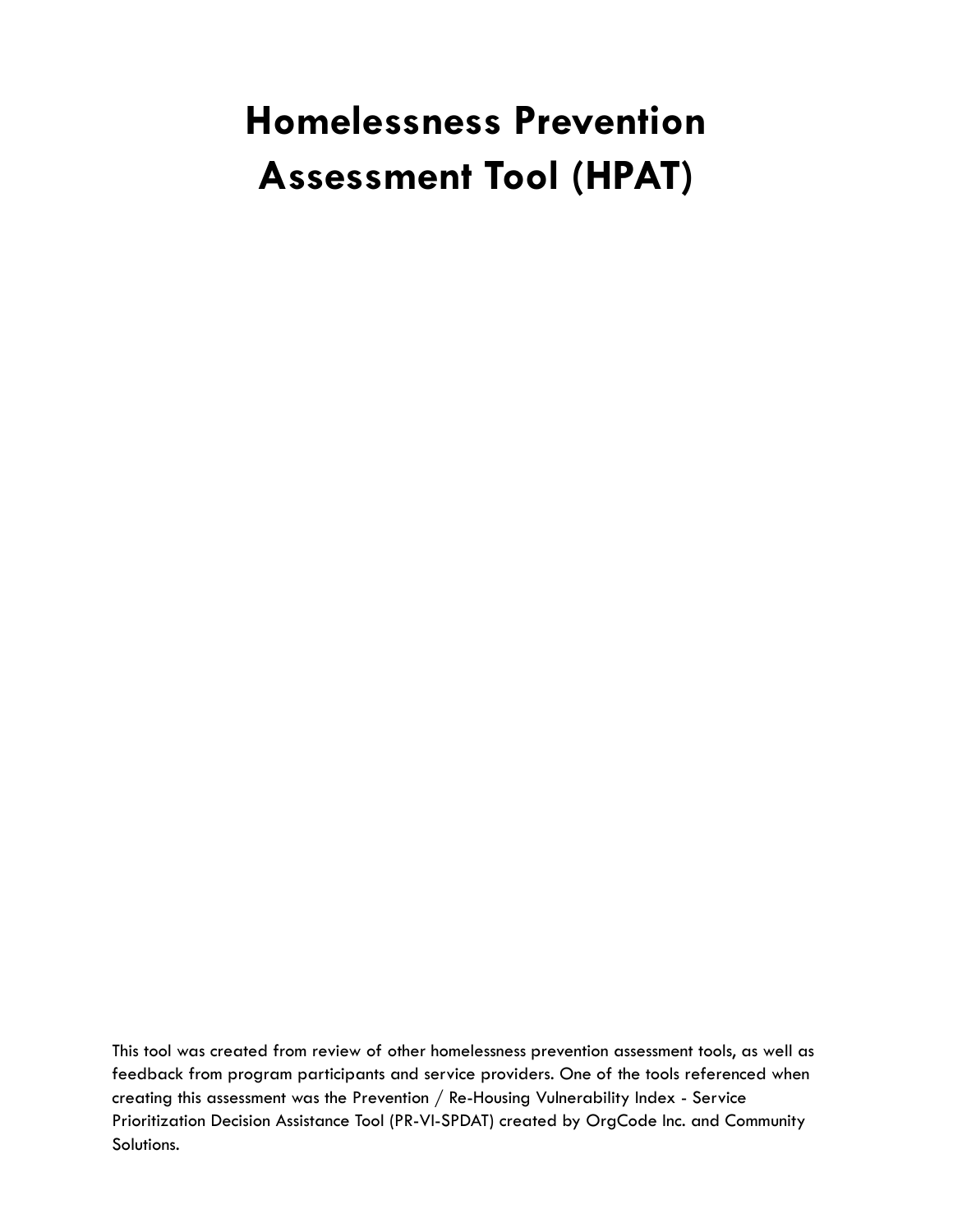# Homelessness Prevention Assessment Tool (HPAT)

This tool was created from review of other homelessness prevention assessment tools, as well as feedback from program participants and service providers. One of the tools referenced when creating this assessment was the Prevention / Re-Housing Vulnerability Index - Service Prioritization Decision Assistance Tool (PR-VI-SPDAT) created by OrgCode Inc. and Community Solutions.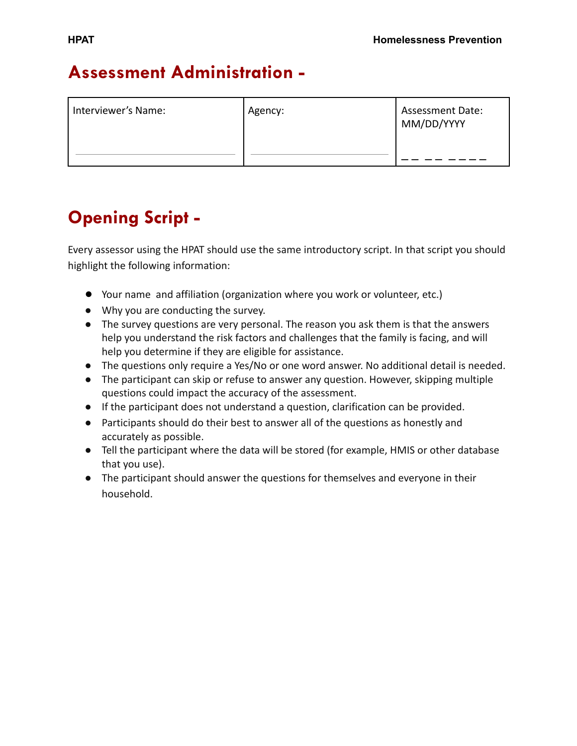## Assessment Administration -

| Interviewer's Name: | Agency: | Assessment Date: MM/DD/YYYY |
|---|---|---|
| ____________________ | ____________________ | __ __ ____ |

## Opening Script -

Every assessor using the HPAT should use the same introductory script. In that script you should highlight the following information:

- Your name  and affiliation (organization where you work or volunteer, etc.)
- Why you are conducting the survey.
- The survey questions are very personal. The reason you ask them is that the answers help you understand the risk factors and challenges that the family is facing, and will help you determine if they are eligible for assistance.
- The questions only require a Yes/No or one word answer. No additional detail is needed.
- The participant can skip or refuse to answer any question. However, skipping multiple questions could impact the accuracy of the assessment.
- If the participant does not understand a question, clarification can be provided.
- Participants should do their best to answer all of the questions as honestly and accurately as possible.
- Tell the participant where the data will be stored (for example, HMIS or other database that you use).
- The participant should answer the questions for themselves and everyone in their household.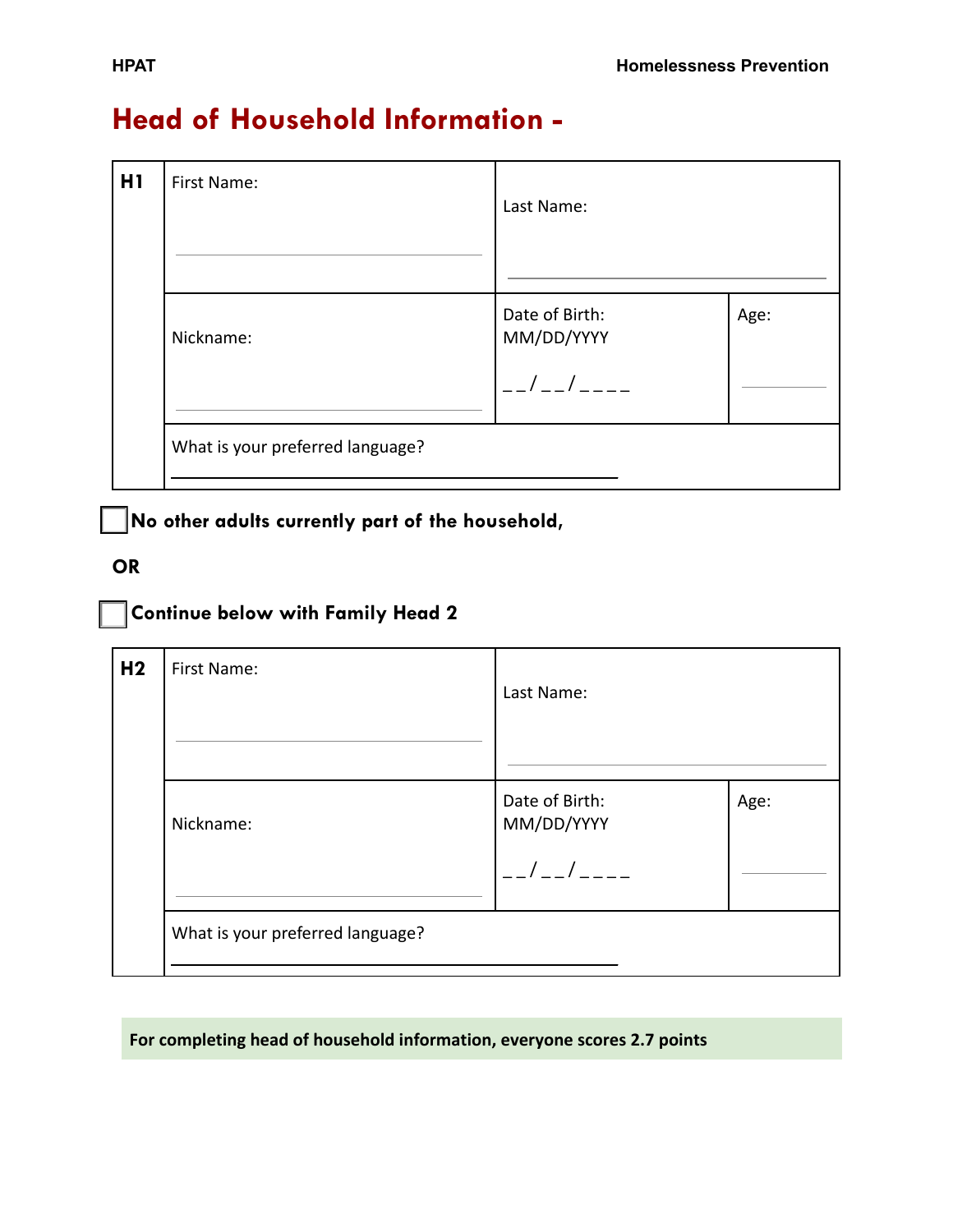# Head of Household Information -

| H1 | First Name: | Last Name: | |
|---|---|---|---|
| | Nickname: | Date of Birth: MM/DD/YYYY __/__/____ | Age: |
| | What is your preferred language? | | |

☐ **No other adults currently part of the household,**

**OR**

☐ **Continue below with Family Head 2**

| H2 | First Name: | Last Name: | |
|---|---|---|---|
| | Nickname: | Date of Birth: MM/DD/YYYY __/__/____ | Age: |
| | What is your preferred language? | | |

**For completing head of household information, everyone scores 2.7 points**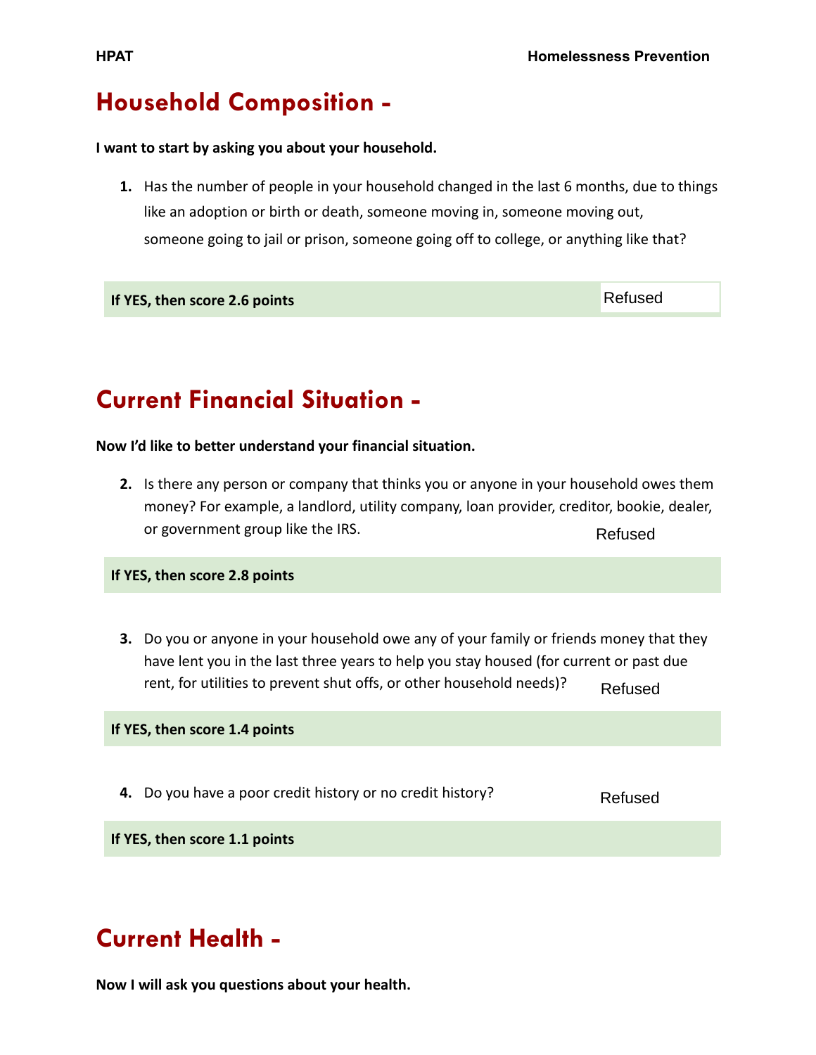## Household Composition -

**I want to start by asking you about your household.**

1. Has the number of people in your household changed in the last 6 months, due to things like an adoption or birth or death, someone moving in, someone moving out, someone going to jail or prison, someone going off to college, or anything like that?

**If YES, then score 2.6 points** Refused

## Current Financial Situation -

**Now I'd like to better understand your financial situation.**

2. Is there any person or company that thinks you or anyone in your household owes them money? For example, a landlord, utility company, loan provider, creditor, bookie, dealer, or government group like the IRS. Refused

**If YES, then score 2.8 points**

3. Do you or anyone in your household owe any of your family or friends money that they have lent you in the last three years to help you stay housed (for current or past due rent, for utilities to prevent shut offs, or other household needs)? Refused

**If YES, then score 1.4 points**

4. Do you have a poor credit history or no credit history? Refused

**If YES, then score 1.1 points**

## Current Health -

**Now I will ask you questions about your health.**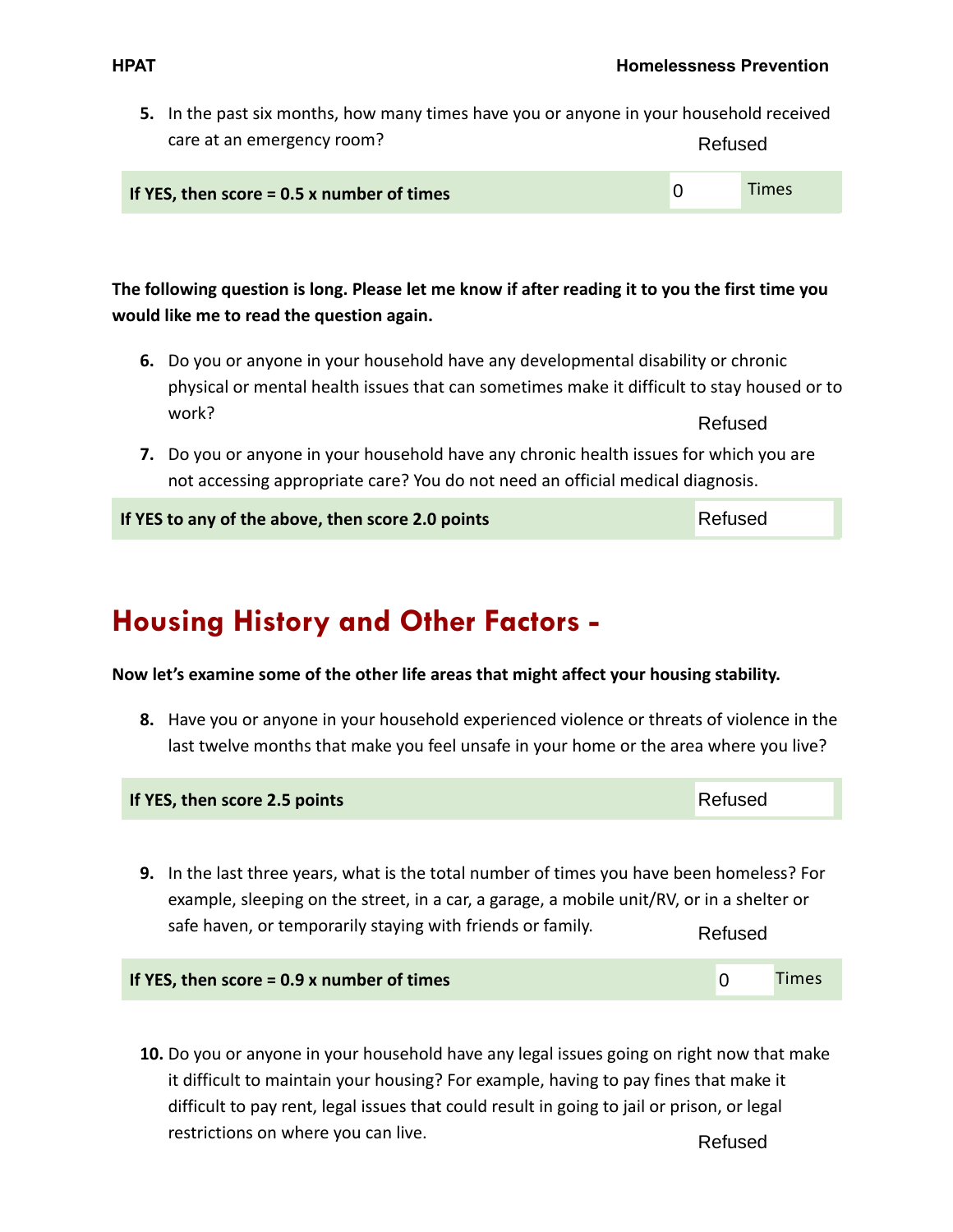5. In the past six months, how many times have you or anyone in your household received care at an emergency room?

Refused

| **If YES, then score = 0.5 x number of times** | 0 | Times |
|---|---|---|

**The following question is long. Please let me know if after reading it to you the first time you would like me to read the question again.**

6. Do you or anyone in your household have any developmental disability or chronic physical or mental health issues that can sometimes make it difficult to stay housed or to work?

Refused

7. Do you or anyone in your household have any chronic health issues for which you are not accessing appropriate care? You do not need an official medical diagnosis.

| **If YES to any of the above, then score 2.0 points** | Refused |
|---|---|

## Housing History and Other Factors -

**Now let's examine some of the other life areas that might affect your housing stability.**

8. Have you or anyone in your household experienced violence or threats of violence in the last twelve months that make you feel unsafe in your home or the area where you live?

| **If YES, then score 2.5 points** | Refused |
|---|---|

9. In the last three years, what is the total number of times you have been homeless? For example, sleeping on the street, in a car, a garage, a mobile unit/RV, or in a shelter or safe haven, or temporarily staying with friends or family.

Refused

| **If YES, then score = 0.9 x number of times** | 0 | Times |
|---|---|---|

10. Do you or anyone in your household have any legal issues going on right now that make it difficult to maintain your housing? For example, having to pay fines that make it difficult to pay rent, legal issues that could result in going to jail or prison, or legal restrictions on where you can live.

Refused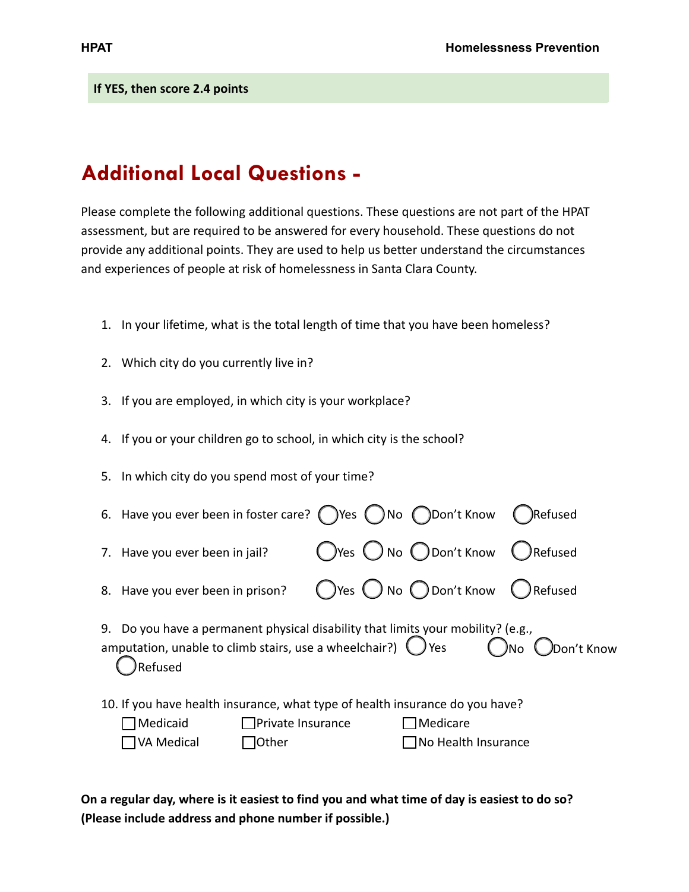**If YES, then score 2.4 points**

## Additional Local Questions -

Please complete the following additional questions. These questions are not part of the HPAT assessment, but are required to be answered for every household. These questions do not provide any additional points. They are used to help us better understand the circumstances and experiences of people at risk of homelessness in Santa Clara County.

1. In your lifetime, what is the total length of time that you have been homeless?
2. Which city do you currently live in?
3. If you are employed, in which city is your workplace?
4. If you or your children go to school, in which city is the school?
5. In which city do you spend most of your time?
6. Have you ever been in foster care? ◯ Yes ◯ No ◯ Don't Know ◯ Refused
7. Have you ever been in jail? ◯ Yes ◯ No ◯ Don't Know ◯ Refused
8. Have you ever been in prison? ◯ Yes ◯ No ◯ Don't Know ◯ Refused
9. Do you have a permanent physical disability that limits your mobility? (e.g., amputation, unable to climb stairs, use a wheelchair?) ◯ Yes ◯ No ◯ Don't Know ◯ Refused
10. If you have health insurance, what type of health insurance do you have?
    - ☐ Medicaid ☐ Private Insurance ☐ Medicare
    - ☐ VA Medical ☐ Other ☐ No Health Insurance

**On a regular day, where is it easiest to find you and what time of day is easiest to do so? (Please include address and phone number if possible.)**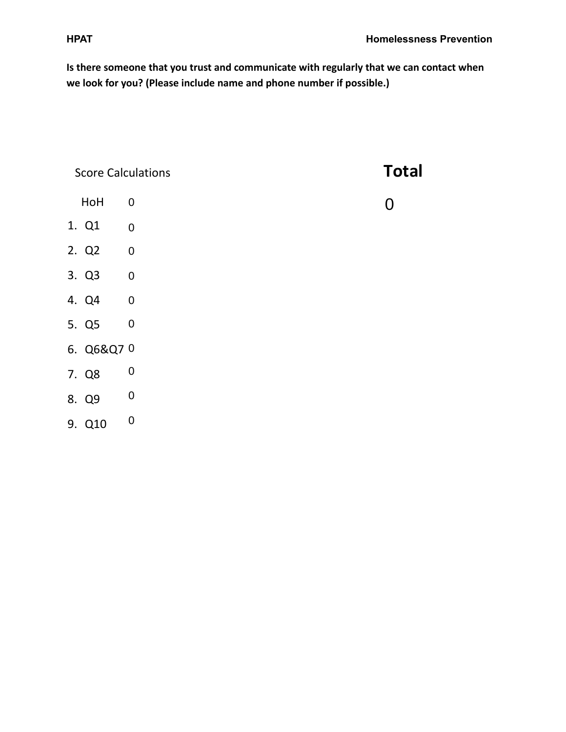**Is there someone that you trust and communicate with regularly that we can contact when we look for you? (Please include name and phone number if possible.)**

Score Calculations

HoH 0

1. Q1 0
2. Q2 0
3. Q3 0
4. Q4 0
5. Q5 0
6. Q6&Q7 0
7. Q8 0
8. Q9 0
9. Q10 0

## Total

0